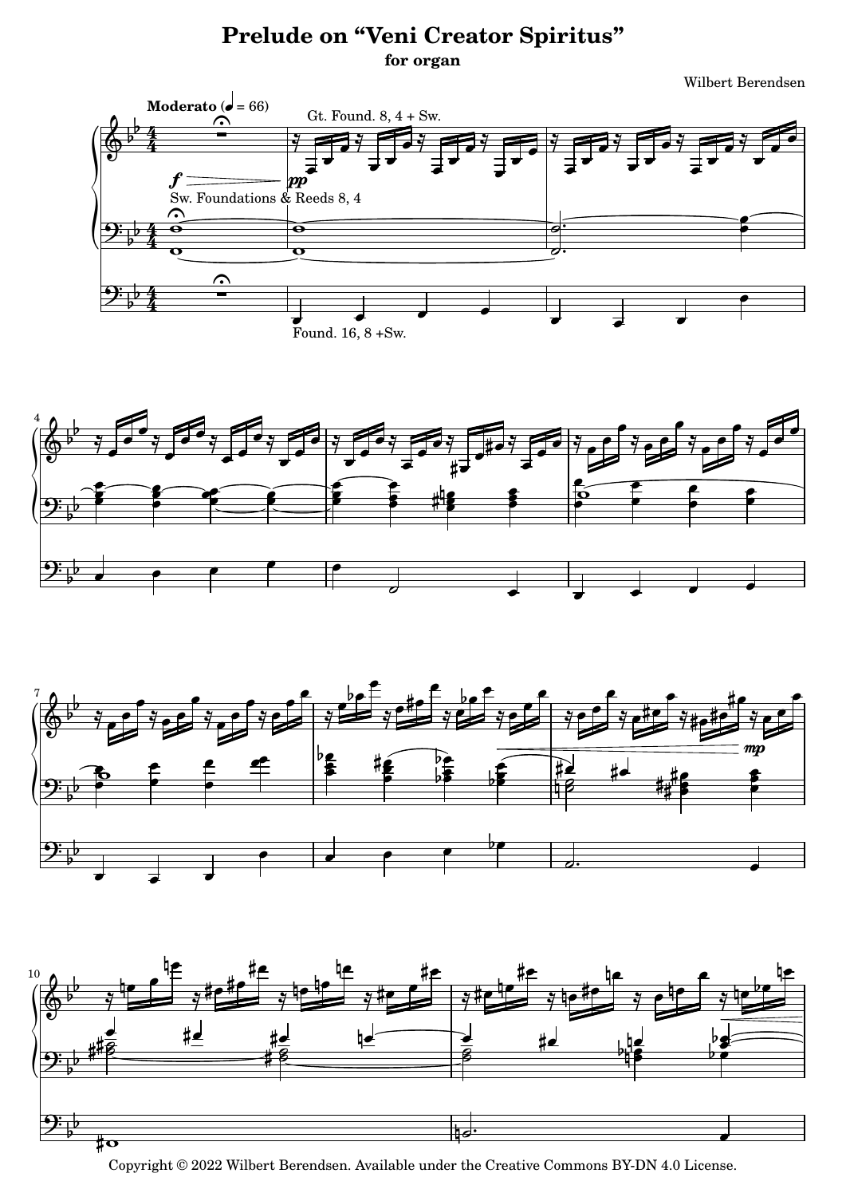# Prelude on “Veni Creator Spiritus”

**for organ**

Wilbert Berendsen

**Moderato** (♩ = 66)

Gt. Found. 8, 4 + Sw.

Sw. Foundations & Reeds 8, 4

Found. 16, 8 +Sw.

Copyright © 2022 Wilbert Berendsen. Available under the Creative Commons BY-DN 4.0 License.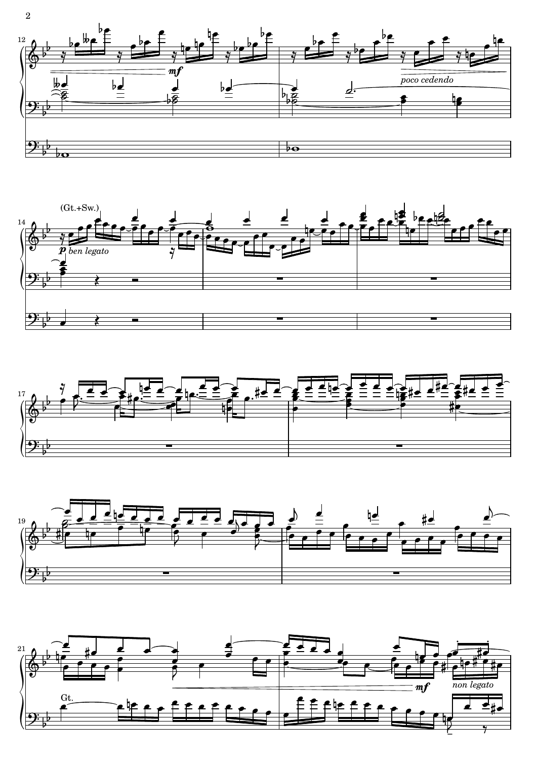*mf*

*poco cedendo*

(Gt.+Sw.)

*p* *ben legato*

Gt.

*mf*

*non legato*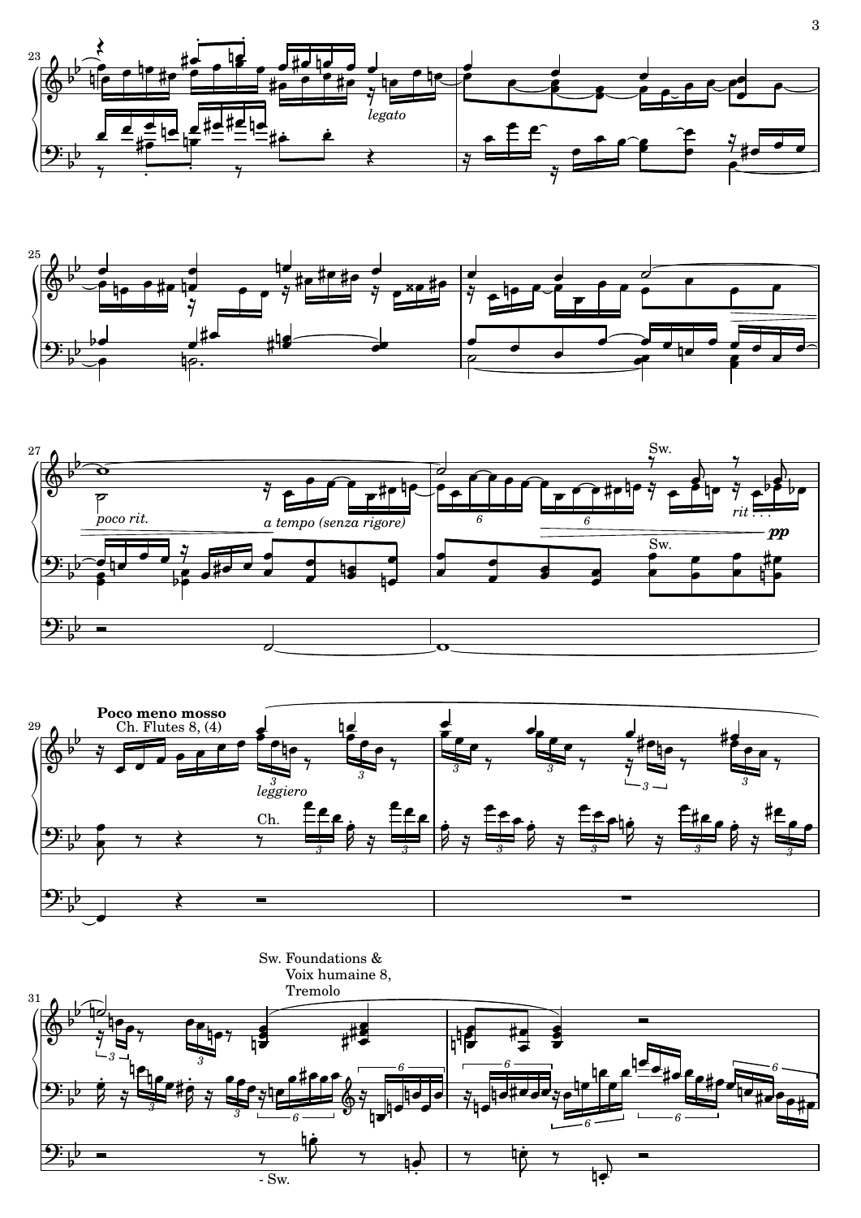legato

poco rit.

a tempo (senza rigore)

Sw.

rit . . .

*pp*

Sw.

**Poco meno mosso**

Ch. Flutes 8, (4)

leggiero

Ch.

Sw. Foundations &
Voix humaine 8,
Tremolo

- Sw.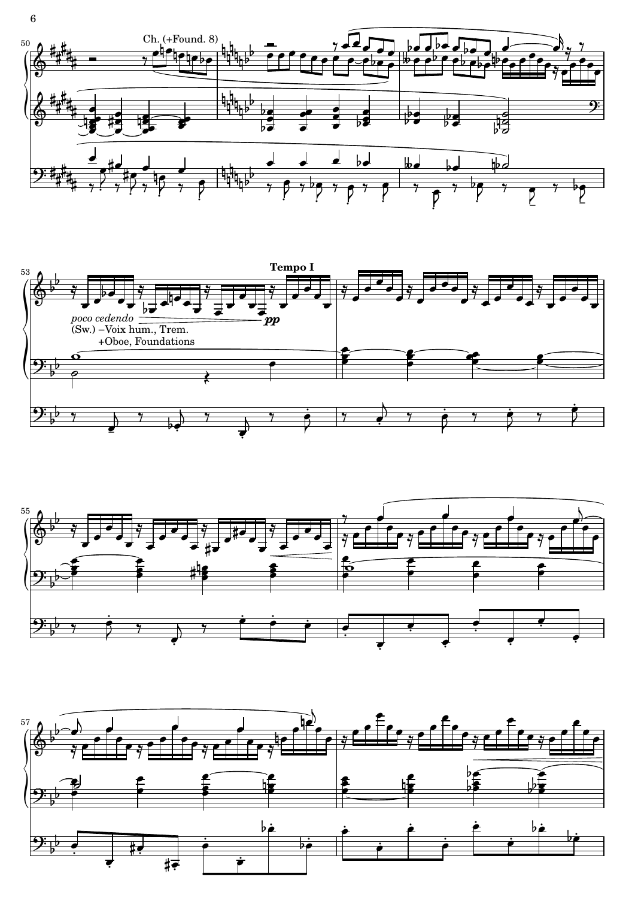Ch. (+Found. 8)

Tempo I

*poco cedendo*

(Sw.) –Voix hum., Trem.
+Oboe, Foundations

*pp*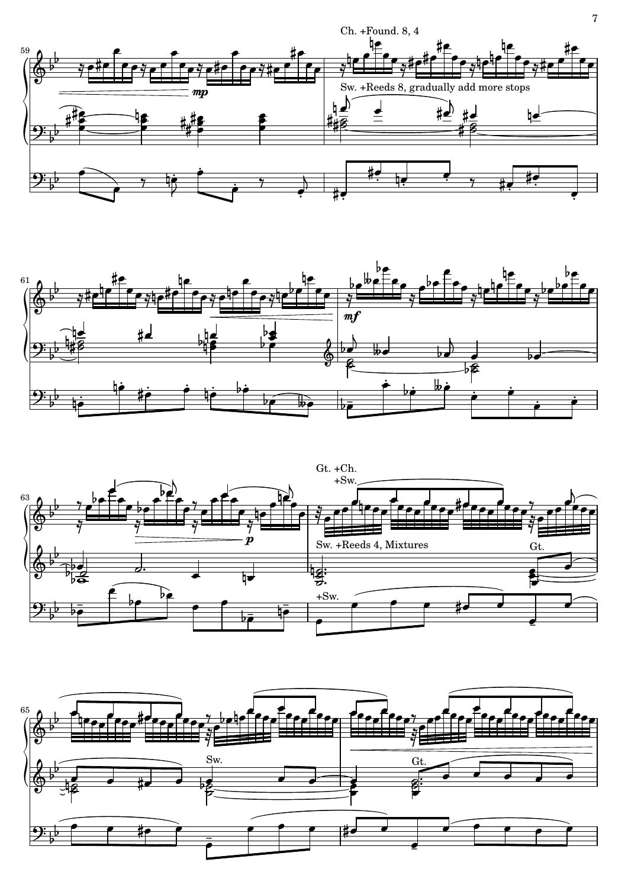Ch. +Found. 8, 4

*mp*

Sw. +Reeds 8, gradually add more stops

*mf*

Gt. +Ch.

+Sw.

*p*

Sw. +Reeds 4, Mixtures

Gt.

+Sw.

Sw.

Gt.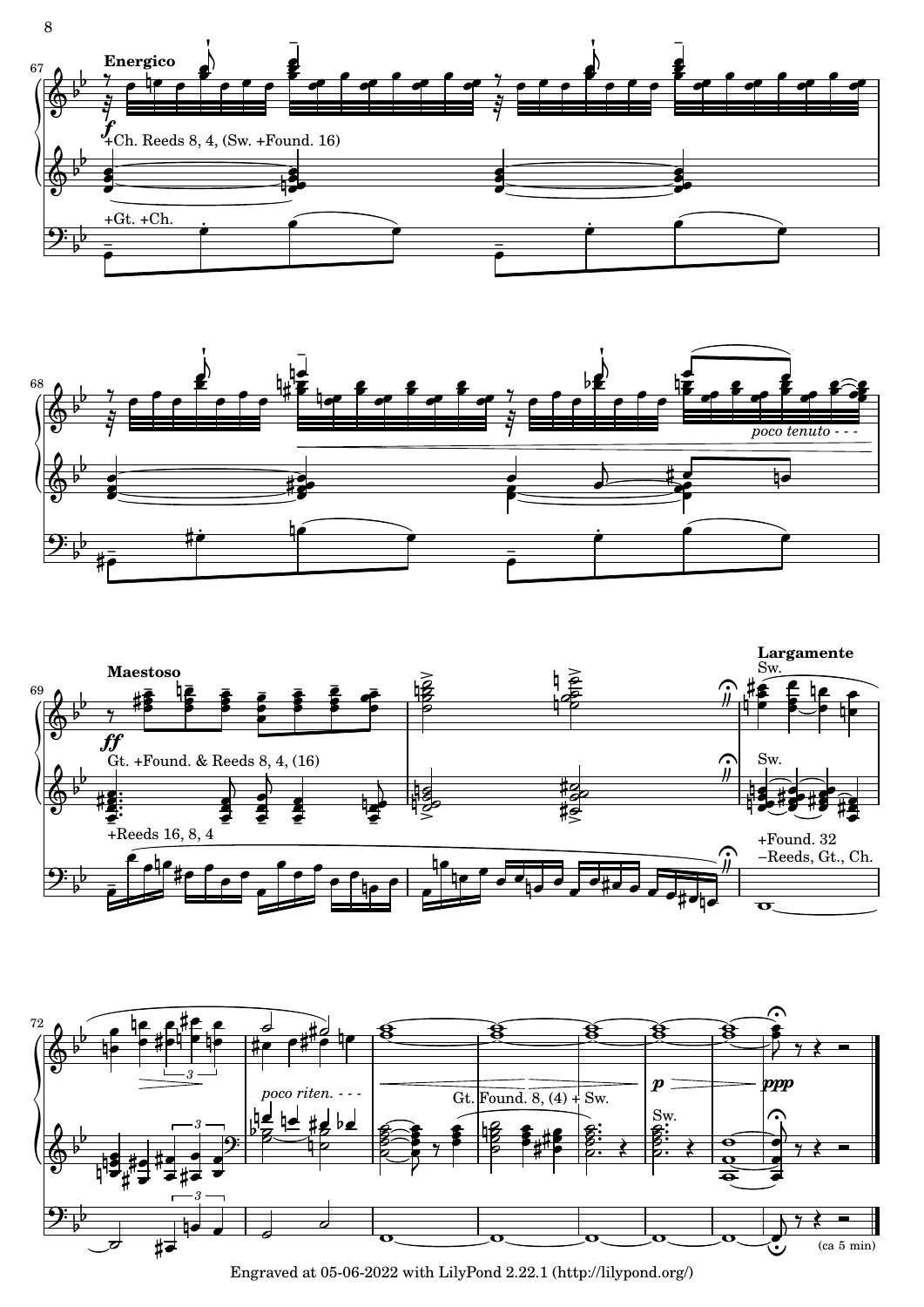Energico

*f*

+Ch. Reeds 8, 4, (Sw. +Found. 16)

+Gt. +Ch.

*poco tenuto*

Maestoso

*ff*

Gt. +Found. & Reeds 8, 4, (16)

+Reeds 16, 8, 4

Largamente

Sw.

Sw.

+Found. 32
−Reeds, Gt., Ch.

*poco riten.*

Gt. Found. 8, (4) + Sw.

*p*

Sw.

*ppp*

(ca 5 min)